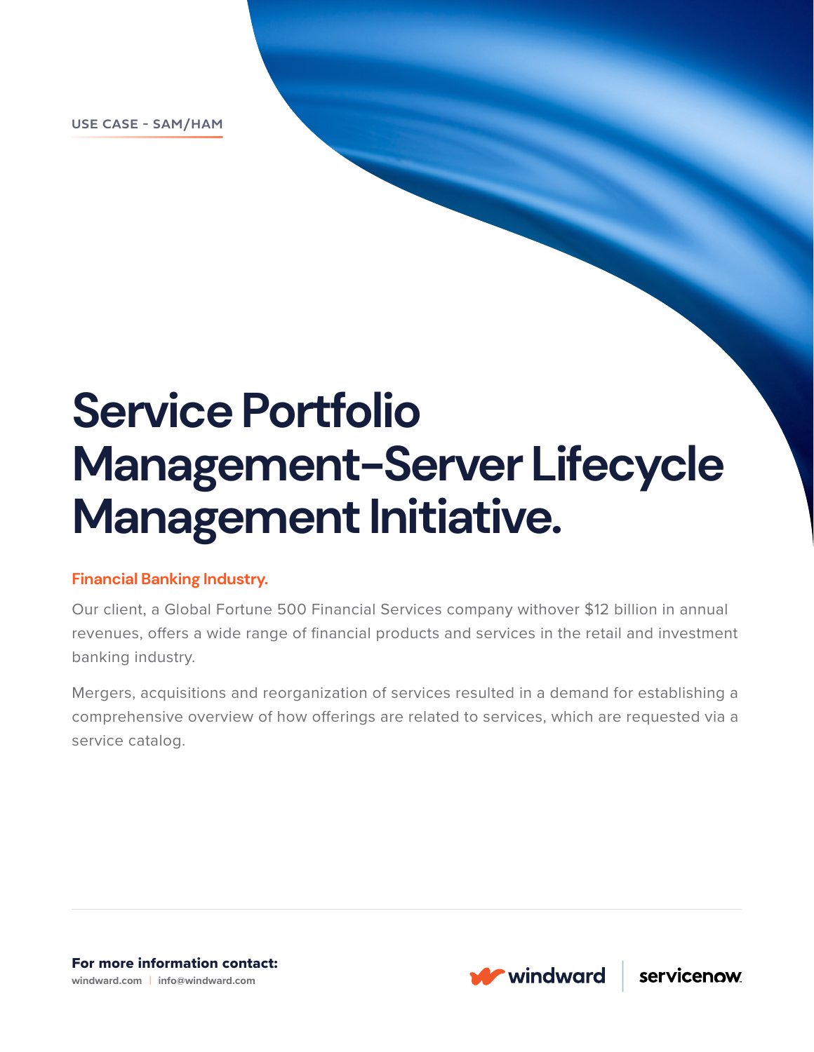USE CASE - SAM/HAM

# Service Portfolio Management–Server Lifecycle Management Initiative.

## Financial Banking Industry.

Our client, a Global Fortune 500 Financial Services company withover $12 billion in annual revenues, offers a wide range of financial products and services in the retail and investment banking industry.

Mergers, acquisitions and reorganization of services resulted in a demand for establishing a comprehensive overview of how offerings are related to services, which are requested via a service catalog.

**For more information contact:**
windward.com | info@windward.com

windward | servicenow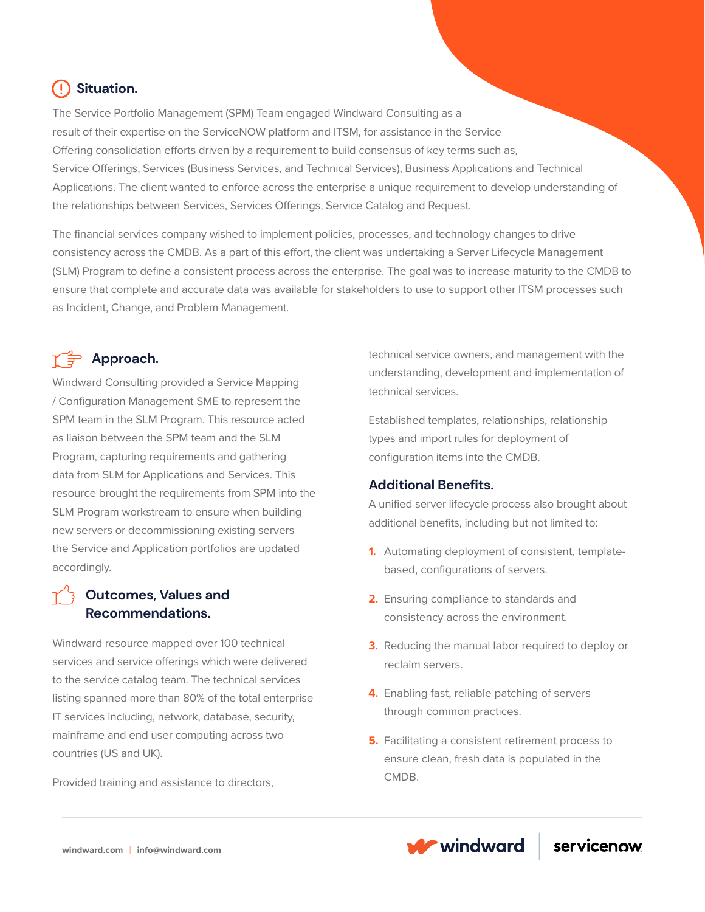## Situation.

The Service Portfolio Management (SPM) Team engaged Windward Consulting as a result of their expertise on the ServiceNOW platform and ITSM, for assistance in the Service Offering consolidation efforts driven by a requirement to build consensus of key terms such as, Service Offerings, Services (Business Services, and Technical Services), Business Applications and Technical Applications. The client wanted to enforce across the enterprise a unique requirement to develop understanding of the relationships between Services, Services Offerings, Service Catalog and Request.

The financial services company wished to implement policies, processes, and technology changes to drive consistency across the CMDB. As a part of this effort, the client was undertaking a Server Lifecycle Management (SLM) Program to define a consistent process across the enterprise. The goal was to increase maturity to the CMDB to ensure that complete and accurate data was available for stakeholders to use to support other ITSM processes such as Incident, Change, and Problem Management.

## Approach.

Windward Consulting provided a Service Mapping / Configuration Management SME to represent the SPM team in the SLM Program. This resource acted as liaison between the SPM team and the SLM Program, capturing requirements and gathering data from SLM for Applications and Services. This resource brought the requirements from SPM into the SLM Program workstream to ensure when building new servers or decommissioning existing servers the Service and Application portfolios are updated accordingly.

## Outcomes, Values and Recommendations.

Windward resource mapped over 100 technical services and service offerings which were delivered to the service catalog team. The technical services listing spanned more than 80% of the total enterprise IT services including, network, database, security, mainframe and end user computing across two countries (US and UK).

Provided training and assistance to directors, technical service owners, and management with the understanding, development and implementation of technical services.

Established templates, relationships, relationship types and import rules for deployment of configuration items into the CMDB.

### Additional Benefits.

A unified server lifecycle process also brought about additional benefits, including but not limited to:

1. Automating deployment of consistent, template-based, configurations of servers.
2. Ensuring compliance to standards and consistency across the environment.
3. Reducing the manual labor required to deploy or reclaim servers.
4. Enabling fast, reliable patching of servers through common practices.
5. Facilitating a consistent retirement process to ensure clean, fresh data is populated in the CMDB.

windward.com | info@windward.com